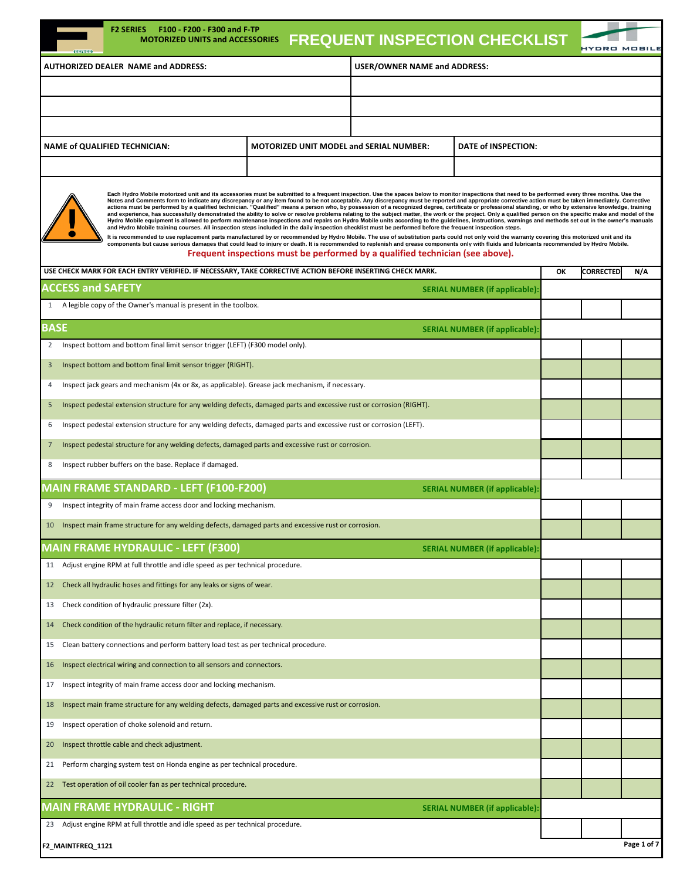F2 SERIES F100 - F200 - F300 and F-TP
MOTORIZED UNITS and ACCESSORIES

# FREQUENT INSPECTION CHECKLIST

HYDRO MOBILE

| AUTHORIZED DEALER NAME and ADDRESS: | USER/OWNER NAME and ADDRESS: |
|---|---|
| | |
| | |
| | |

| NAME of QUALIFIED TECHNICIAN: | MOTORIZED UNIT MODEL and SERIAL NUMBER: | DATE of INSPECTION: |
|---|---|---|
| | | |

Each Hydro Mobile motorized unit and its accessories must be submitted to a frequent inspection. Use the spaces below to monitor inspections that need to be performed every three months. Use the Notes and Comments form to indicate any discrepancy or any item found to be not acceptable. Any discrepancy must be reported and appropriate corrective action must be taken immediately. Corrective actions must be performed by a qualified technician. "Qualified" means a person who, by possession of a recognized degree, certificate or professional standing, or who by extensive knowledge, training and experience, has successfully demonstrated the ability to solve or resolve problems relating to the subject matter, the work or the project. Only a qualified person on the specific make and model of the Hydro Mobile equipment is allowed to perform maintenance inspections and repairs on Hydro Mobile units according to the guidelines, instructions, warnings and methods set out in the owner's manuals and Hydro Mobile training courses. All inspection steps included in the daily inspection checklist must be performed before the frequent inspection steps.

It is recommended to use replacement parts manufactured by or recommended by Hydro Mobile. The use of substitution parts could not only void the warranty covering this motorized unit and its components but cause serious damages that could lead to injury or death. It is recommended to replenish and grease components only with fluids and lubricants recommended by Hydro Mobile.

**Frequent inspections must be performed by a qualified technician (see above).**

| USE CHECK MARK FOR EACH ENTRY VERIFIED. IF NECESSARY, TAKE CORRECTIVE ACTION BEFORE INSERTING CHECK MARK. | | OK | CORRECTED | N/A |
|---|---|---|---|---|
| **ACCESS and SAFETY** | **SERIAL NUMBER (if applicable):** | | | |
| 1 | A legible copy of the Owner's manual is present in the toolbox. | | | |
| **BASE** | **SERIAL NUMBER (if applicable):** | | | |
| 2 | Inspect bottom and bottom final limit sensor trigger (LEFT) (F300 model only). | | | |
| 3 | Inspect bottom and bottom final limit sensor trigger (RIGHT). | | | |
| 4 | Inspect jack gears and mechanism (4x or 8x, as applicable). Grease jack mechanism, if necessary. | | | |
| 5 | Inspect pedestal extension structure for any welding defects, damaged parts and excessive rust or corrosion (RIGHT). | | | |
| 6 | Inspect pedestal extension structure for any welding defects, damaged parts and excessive rust or corrosion (LEFT). | | | |
| 7 | Inspect pedestal structure for any welding defects, damaged parts and excessive rust or corrosion. | | | |
| 8 | Inspect rubber buffers on the base. Replace if damaged. | | | |
| **MAIN FRAME STANDARD - LEFT (F100-F200)** | **SERIAL NUMBER (if applicable):** | | | |
| 9 | Inspect integrity of main frame access door and locking mechanism. | | | |
| 10 | Inspect main frame structure for any welding defects, damaged parts and excessive rust or corrosion. | | | |
| **MAIN FRAME HYDRAULIC - LEFT (F300)** | **SERIAL NUMBER (if applicable):** | | | |
| 11 | Adjust engine RPM at full throttle and idle speed as per technical procedure. | | | |
| 12 | Check all hydraulic hoses and fittings for any leaks or signs of wear. | | | |
| 13 | Check condition of hydraulic pressure filter (2x). | | | |
| 14 | Check condition of the hydraulic return filter and replace, if necessary. | | | |
| 15 | Clean battery connections and perform battery load test as per technical procedure. | | | |
| 16 | Inspect electrical wiring and connection to all sensors and connectors. | | | |
| 17 | Inspect integrity of main frame access door and locking mechanism. | | | |
| 18 | Inspect main frame structure for any welding defects, damaged parts and excessive rust or corrosion. | | | |
| 19 | Inspect operation of choke solenoid and return. | | | |
| 20 | Inspect throttle cable and check adjustment. | | | |
| 21 | Perform charging system test on Honda engine as per technical procedure. | | | |
| 22 | Test operation of oil cooler fan as per technical procedure. | | | |
| **MAIN FRAME HYDRAULIC - RIGHT** | **SERIAL NUMBER (if applicable):** | | | |
| 23 | Adjust engine RPM at full throttle and idle speed as per technical procedure. | | | |

F2_MAINTFREQ_1121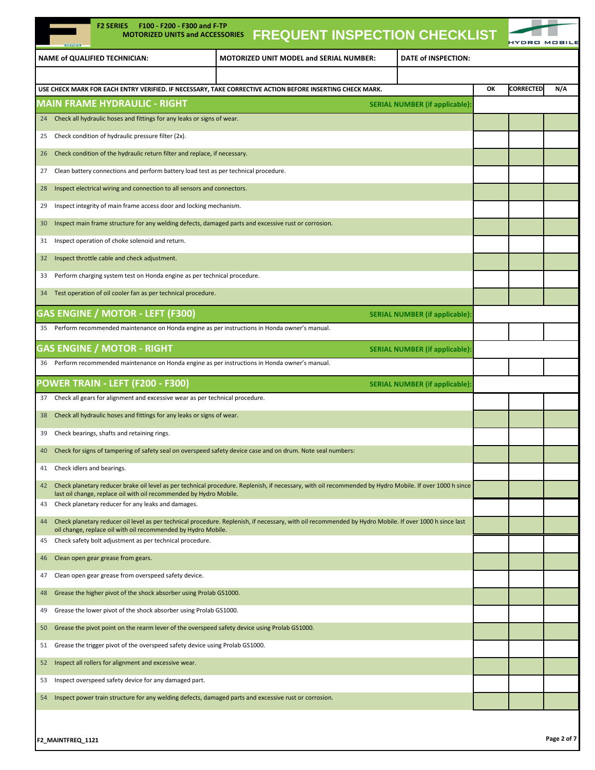# FREQUENT INSPECTION CHECKLIST

**F2 SERIES F100 - F200 - F300 and F-TP MOTORIZED UNITS and ACCESSORIES**

| NAME of QUALIFIED TECHNICIAN: | MOTORIZED UNIT MODEL and SERIAL NUMBER: | DATE of INSPECTION: |
|---|---|---|
| | | |

USE CHECK MARK FOR EACH ENTRY VERIFIED. IF NECESSARY, TAKE CORRECTIVE ACTION BEFORE INSERTING CHECK MARK.

| # | Item | OK | CORRECTED | N/A |
|---|---|---|---|---|
| | **MAIN FRAME HYDRAULIC - RIGHT** — SERIAL NUMBER (if applicable): | | | |
| 24 | Check all hydraulic hoses and fittings for any leaks or signs of wear. | | | |
| 25 | Check condition of hydraulic pressure filter (2x). | | | |
| 26 | Check condition of the hydraulic return filter and replace, if necessary. | | | |
| 27 | Clean battery connections and perform battery load test as per technical procedure. | | | |
| 28 | Inspect electrical wiring and connection to all sensors and connectors. | | | |
| 29 | Inspect integrity of main frame access door and locking mechanism. | | | |
| 30 | Inspect main frame structure for any welding defects, damaged parts and excessive rust or corrosion. | | | |
| 31 | Inspect operation of choke solenoid and return. | | | |
| 32 | Inspect throttle cable and check adjustment. | | | |
| 33 | Perform charging system test on Honda engine as per technical procedure. | | | |
| 34 | Test operation of oil cooler fan as per technical procedure. | | | |
| | **GAS ENGINE / MOTOR - LEFT (F300)** — SERIAL NUMBER (if applicable): | | | |
| 35 | Perform recommended maintenance on Honda engine as per instructions in Honda owner's manual. | | | |
| | **GAS ENGINE / MOTOR - RIGHT** — SERIAL NUMBER (if applicable): | | | |
| 36 | Perform recommended maintenance on Honda engine as per instructions in Honda owner's manual. | | | |
| | **POWER TRAIN - LEFT (F200 - F300)** — SERIAL NUMBER (if applicable): | | | |
| 37 | Check all gears for alignment and excessive wear as per technical procedure. | | | |
| 38 | Check all hydraulic hoses and fittings for any leaks or signs of wear. | | | |
| 39 | Check bearings, shafts and retaining rings. | | | |
| 40 | Check for signs of tampering of safety seal on overspeed safety device case and on drum. Note seal numbers: | | | |
| 41 | Check idlers and bearings. | | | |
| 42 | Check planetary reducer brake oil level as per technical procedure. Replenish, if necessary, with oil recommended by Hydro Mobile. If over 1000 h since last oil change, replace oil with oil recommended by Hydro Mobile. | | | |
| 43 | Check planetary reducer for any leaks and damages. | | | |
| 44 | Check planetary reducer oil level as per technical procedure. Replenish, if necessary, with oil recommended by Hydro Mobile. If over 1000 h since last oil change, replace oil with oil recommended by Hydro Mobile. | | | |
| 45 | Check safety bolt adjustment as per technical procedure. | | | |
| 46 | Clean open gear grease from gears. | | | |
| 47 | Clean open gear grease from overspeed safety device. | | | |
| 48 | Grease the higher pivot of the shock absorber using Prolab GS1000. | | | |
| 49 | Grease the lower pivot of the shock absorber using Prolab GS1000. | | | |
| 50 | Grease the pivot point on the rearm lever of the overspeed safety device using Prolab GS1000. | | | |
| 51 | Grease the trigger pivot of the overspeed safety device using Prolab GS1000. | | | |
| 52 | Inspect all rollers for alignment and excessive wear. | | | |
| 53 | Inspect overspeed safety device for any damaged part. | | | |
| 54 | Inspect power train structure for any welding defects, damaged parts and excessive rust or corrosion. | | | |

F2_MAINTFREQ_1121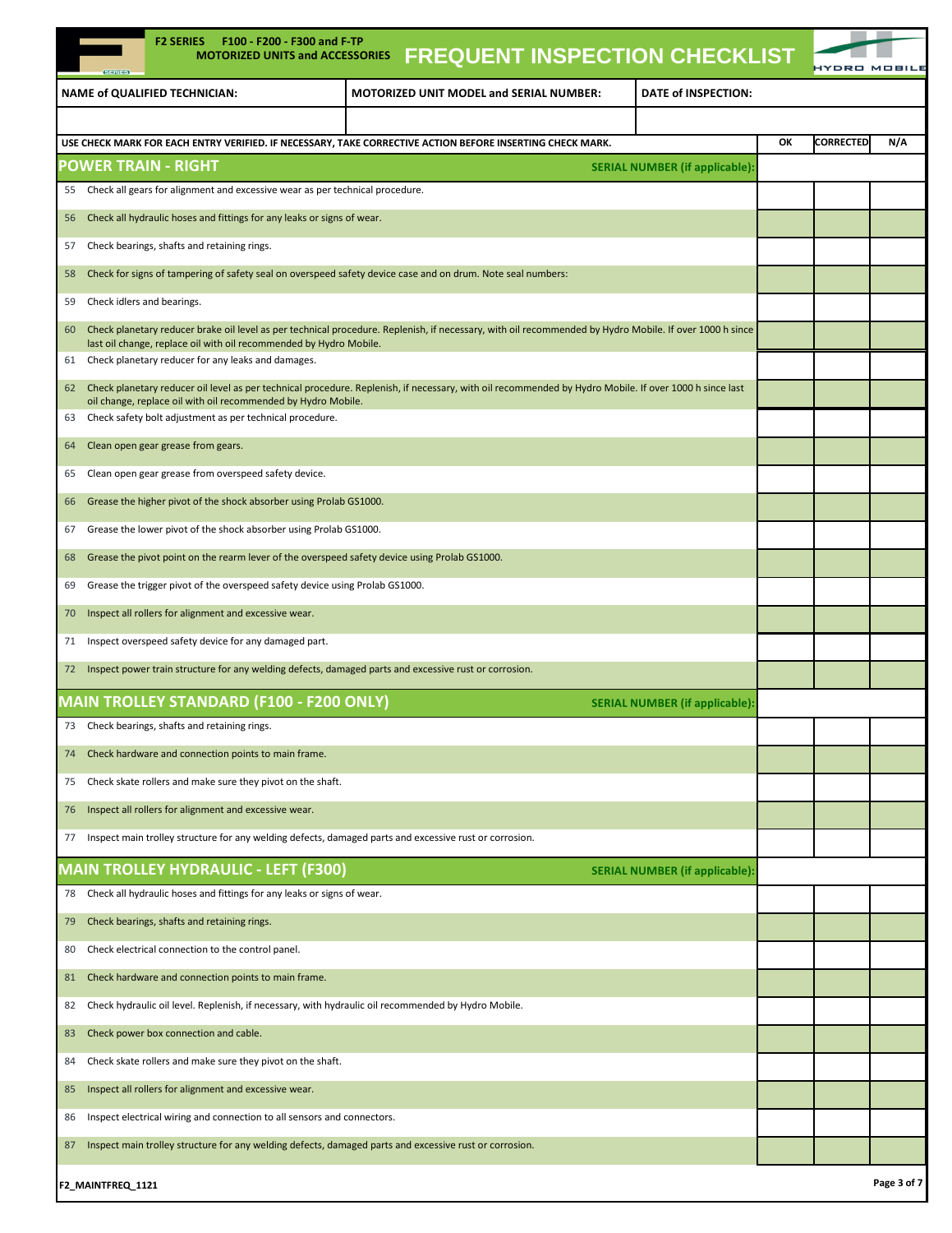**F2 SERIES F100 - F200 - F300 and F-TP MOTORIZED UNITS and ACCESSORIES**

# FREQUENT INSPECTION CHECKLIST

| NAME of QUALIFIED TECHNICIAN: | MOTORIZED UNIT MODEL and SERIAL NUMBER: | DATE of INSPECTION: |
|---|---|---|
| | | |

| USE CHECK MARK FOR EACH ENTRY VERIFIED. IF NECESSARY, TAKE CORRECTIVE ACTION BEFORE INSERTING CHECK MARK. | OK | CORRECTED | N/A |
|---|---|---|---|
| **POWER TRAIN - RIGHT** — SERIAL NUMBER (if applicable): | | | |
| 55 Check all gears for alignment and excessive wear as per technical procedure. | | | |
| 56 Check all hydraulic hoses and fittings for any leaks or signs of wear. | | | |
| 57 Check bearings, shafts and retaining rings. | | | |
| 58 Check for signs of tampering of safety seal on overspeed safety device case and on drum. Note seal numbers: | | | |
| 59 Check idlers and bearings. | | | |
| 60 Check planetary reducer brake oil level as per technical procedure. Replenish, if necessary, with oil recommended by Hydro Mobile. If over 1000 h since last oil change, replace oil with oil recommended by Hydro Mobile. | | | |
| 61 Check planetary reducer for any leaks and damages. | | | |
| 62 Check planetary reducer oil level as per technical procedure. Replenish, if necessary, with oil recommended by Hydro Mobile. If over 1000 h since last oil change, replace oil with oil recommended by Hydro Mobile. | | | |
| 63 Check safety bolt adjustment as per technical procedure. | | | |
| 64 Clean open gear grease from gears. | | | |
| 65 Clean open gear grease from overspeed safety device. | | | |
| 66 Grease the higher pivot of the shock absorber using Prolab GS1000. | | | |
| 67 Grease the lower pivot of the shock absorber using Prolab GS1000. | | | |
| 68 Grease the pivot point on the rearm lever of the overspeed safety device using Prolab GS1000. | | | |
| 69 Grease the trigger pivot of the overspeed safety device using Prolab GS1000. | | | |
| 70 Inspect all rollers for alignment and excessive wear. | | | |
| 71 Inspect overspeed safety device for any damaged part. | | | |
| 72 Inspect power train structure for any welding defects, damaged parts and excessive rust or corrosion. | | | |
| **MAIN TROLLEY STANDARD (F100 - F200 ONLY)** — SERIAL NUMBER (if applicable): | | | |
| 73 Check bearings, shafts and retaining rings. | | | |
| 74 Check hardware and connection points to main frame. | | | |
| 75 Check skate rollers and make sure they pivot on the shaft. | | | |
| 76 Inspect all rollers for alignment and excessive wear. | | | |
| 77 Inspect main trolley structure for any welding defects, damaged parts and excessive rust or corrosion. | | | |
| **MAIN TROLLEY HYDRAULIC - LEFT (F300)** — SERIAL NUMBER (if applicable): | | | |
| 78 Check all hydraulic hoses and fittings for any leaks or signs of wear. | | | |
| 79 Check bearings, shafts and retaining rings. | | | |
| 80 Check electrical connection to the control panel. | | | |
| 81 Check hardware and connection points to main frame. | | | |
| 82 Check hydraulic oil level. Replenish, if necessary, with hydraulic oil recommended by Hydro Mobile. | | | |
| 83 Check power box connection and cable. | | | |
| 84 Check skate rollers and make sure they pivot on the shaft. | | | |
| 85 Inspect all rollers for alignment and excessive wear. | | | |
| 86 Inspect electrical wiring and connection to all sensors and connectors. | | | |
| 87 Inspect main trolley structure for any welding defects, damaged parts and excessive rust or corrosion. | | | |

F2_MAINTFREQ_1121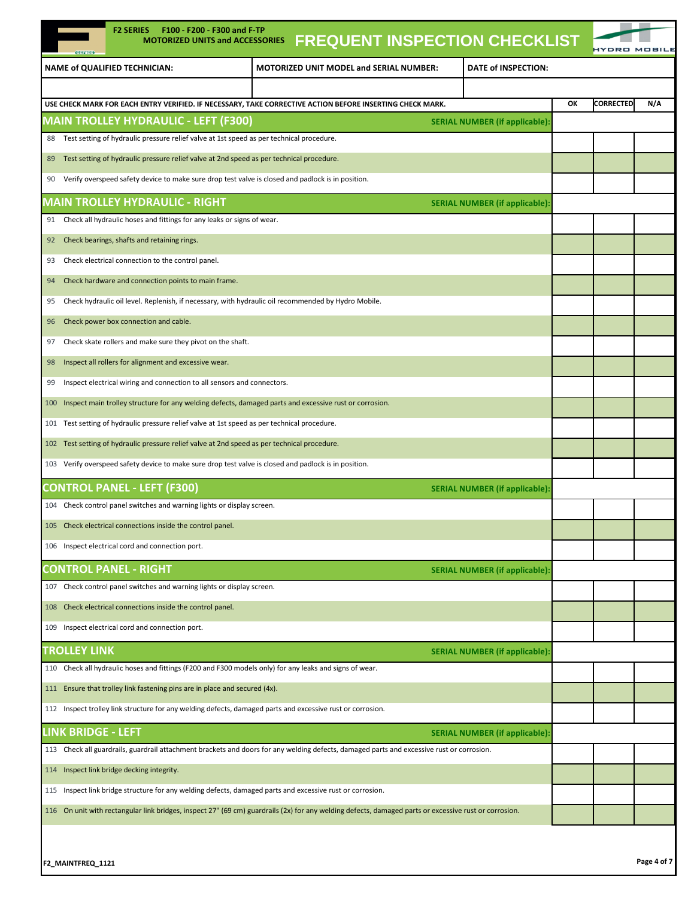F2 SERIES F100 - F200 - F300 and F-TP
MOTORIZED UNITS and ACCESSORIES

# FREQUENT INSPECTION CHECKLIST

| NAME of QUALIFIED TECHNICIAN: | MOTORIZED UNIT MODEL and SERIAL NUMBER: | DATE of INSPECTION: |
|---|---|---|
| | | |

| USE CHECK MARK FOR EACH ENTRY VERIFIED. IF NECESSARY, TAKE CORRECTIVE ACTION BEFORE INSERTING CHECK MARK. | OK | CORRECTED | N/A |
|---|---|---|---|
| **MAIN TROLLEY HYDRAULIC - LEFT (F300)** — SERIAL NUMBER (if applicable): | | | |
| 88 Test setting of hydraulic pressure relief valve at 1st speed as per technical procedure. | | | |
| 89 Test setting of hydraulic pressure relief valve at 2nd speed as per technical procedure. | | | |
| 90 Verify overspeed safety device to make sure drop test valve is closed and padlock is in position. | | | |
| **MAIN TROLLEY HYDRAULIC - RIGHT** — SERIAL NUMBER (if applicable): | | | |
| 91 Check all hydraulic hoses and fittings for any leaks or signs of wear. | | | |
| 92 Check bearings, shafts and retaining rings. | | | |
| 93 Check electrical connection to the control panel. | | | |
| 94 Check hardware and connection points to main frame. | | | |
| 95 Check hydraulic oil level. Replenish, if necessary, with hydraulic oil recommended by Hydro Mobile. | | | |
| 96 Check power box connection and cable. | | | |
| 97 Check skate rollers and make sure they pivot on the shaft. | | | |
| 98 Inspect all rollers for alignment and excessive wear. | | | |
| 99 Inspect electrical wiring and connection to all sensors and connectors. | | | |
| 100 Inspect main trolley structure for any welding defects, damaged parts and excessive rust or corrosion. | | | |
| 101 Test setting of hydraulic pressure relief valve at 1st speed as per technical procedure. | | | |
| 102 Test setting of hydraulic pressure relief valve at 2nd speed as per technical procedure. | | | |
| 103 Verify overspeed safety device to make sure drop test valve is closed and padlock is in position. | | | |
| **CONTROL PANEL - LEFT (F300)** — SERIAL NUMBER (if applicable): | | | |
| 104 Check control panel switches and warning lights or display screen. | | | |
| 105 Check electrical connections inside the control panel. | | | |
| 106 Inspect electrical cord and connection port. | | | |
| **CONTROL PANEL - RIGHT** — SERIAL NUMBER (if applicable): | | | |
| 107 Check control panel switches and warning lights or display screen. | | | |
| 108 Check electrical connections inside the control panel. | | | |
| 109 Inspect electrical cord and connection port. | | | |
| **TROLLEY LINK** — SERIAL NUMBER (if applicable): | | | |
| 110 Check all hydraulic hoses and fittings (F200 and F300 models only) for any leaks and signs of wear. | | | |
| 111 Ensure that trolley link fastening pins are in place and secured (4x). | | | |
| 112 Inspect trolley link structure for any welding defects, damaged parts and excessive rust or corrosion. | | | |
| **LINK BRIDGE - LEFT** — SERIAL NUMBER (if applicable): | | | |
| 113 Check all guardrails, guardrail attachment brackets and doors for any welding defects, damaged parts and excessive rust or corrosion. | | | |
| 114 Inspect link bridge decking integrity. | | | |
| 115 Inspect link bridge structure for any welding defects, damaged parts and excessive rust or corrosion. | | | |
| 116 On unit with rectangular link bridges, inspect 27" (69 cm) guardrails (2x) for any welding defects, damaged parts or excessive rust or corrosion. | | | |

F2_MAINTFREQ_1121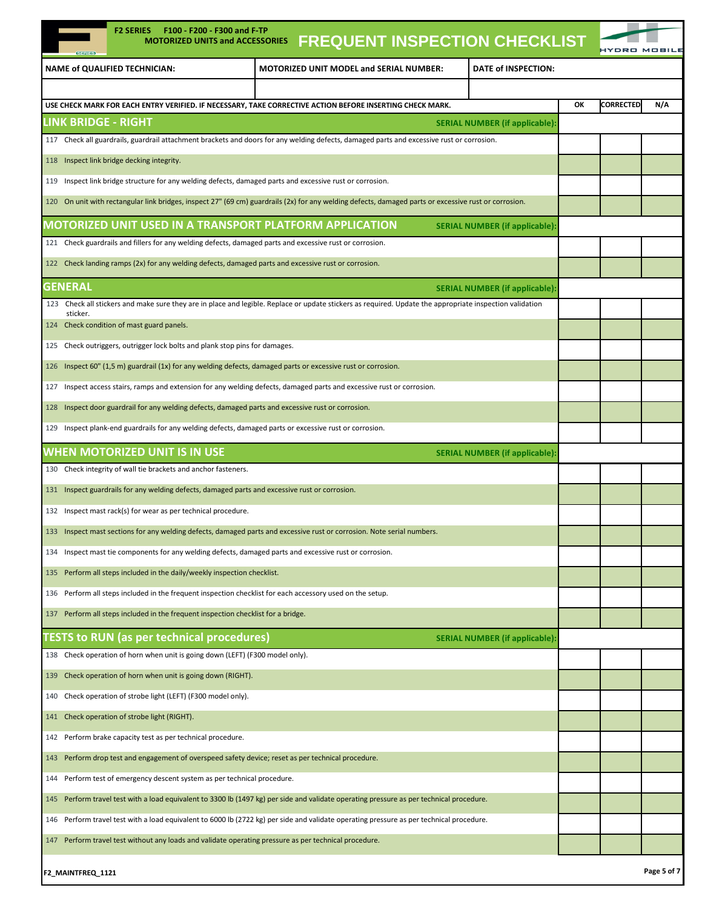F2 SERIES F100 - F200 - F300 and F-TP
MOTORIZED UNITS and ACCESSORIES

# FREQUENT INSPECTION CHECKLIST

| NAME of QUALIFIED TECHNICIAN: | MOTORIZED UNIT MODEL and SERIAL NUMBER: | DATE of INSPECTION: |
|---|---|---|
| | | |

| USE CHECK MARK FOR EACH ENTRY VERIFIED. IF NECESSARY, TAKE CORRECTIVE ACTION BEFORE INSERTING CHECK MARK. | OK | CORRECTED | N/A |
|---|---|---|---|
| **LINK BRIDGE - RIGHT** — SERIAL NUMBER (if applicable): | | | |
| 117 Check all guardrails, guardrail attachment brackets and doors for any welding defects, damaged parts and excessive rust or corrosion. | | | |
| 118 Inspect link bridge decking integrity. | | | |
| 119 Inspect link bridge structure for any welding defects, damaged parts and excessive rust or corrosion. | | | |
| 120 On unit with rectangular link bridges, inspect 27" (69 cm) guardrails (2x) for any welding defects, damaged parts and excessive rust or corrosion. | | | |
| **MOTORIZED UNIT USED IN A TRANSPORT PLATFORM APPLICATION** — SERIAL NUMBER (if applicable): | | | |
| 121 Check guardrails and fillers for any welding defects, damaged parts and excessive rust or corrosion. | | | |
| 122 Check landing ramps (2x) for any welding defects, damaged parts and excessive rust or corrosion. | | | |
| **GENERAL** — SERIAL NUMBER (if applicable): | | | |
| 123 Check all stickers and make sure they are in place and legible. Replace or update stickers as required. Update the appropriate inspection validation sticker. | | | |
| 124 Check condition of mast guard panels. | | | |
| 125 Check outriggers, outrigger lock bolts and plank stop pins for damages. | | | |
| 126 Inspect 60" (1,5 m) guardrail (1x) for any welding defects, damaged parts or excessive rust or corrosion. | | | |
| 127 Inspect access stairs, ramps and extension for any welding defects, damaged parts and excessive rust or corrosion. | | | |
| 128 Inspect door guardrail for any welding defects, damaged parts and excessive rust or corrosion. | | | |
| 129 Inspect plank-end guardrails for any welding defects, damaged parts or excessive rust or corrosion. | | | |
| **WHEN MOTORIZED UNIT IS IN USE** — SERIAL NUMBER (if applicable): | | | |
| 130 Check integrity of wall tie brackets and anchor fasteners. | | | |
| 131 Inspect guardrails for any welding defects, damaged parts and excessive rust or corrosion. | | | |
| 132 Inspect mast rack(s) for wear as per technical procedure. | | | |
| 133 Inspect mast sections for any welding defects, damaged parts and excessive rust or corrosion. Note serial numbers. | | | |
| 134 Inspect mast tie components for any welding defects, damaged parts and excessive rust or corrosion. | | | |
| 135 Perform all steps included in the daily/weekly inspection checklist. | | | |
| 136 Perform all steps included in the frequent inspection checklist for each accessory used on the setup. | | | |
| 137 Perform all steps included in the frequent inspection checklist for a bridge. | | | |
| **TESTS to RUN (as per technical procedures)** — SERIAL NUMBER (if applicable): | | | |
| 138 Check operation of horn when unit is going down (LEFT) (F300 model only). | | | |
| 139 Check operation of horn when unit is going down (RIGHT). | | | |
| 140 Check operation of strobe light (LEFT) (F300 model only). | | | |
| 141 Check operation of strobe light (RIGHT). | | | |
| 142 Perform brake capacity test as per technical procedure. | | | |
| 143 Perform drop test and engagement of overspeed safety device; reset as per technical procedure. | | | |
| 144 Perform test of emergency descent system as per technical procedure. | | | |
| 145 Perform travel test with a load equivalent to 3300 lb (1497 kg) per side and validate operating pressure as per technical procedure. | | | |
| 146 Perform travel test with a load equivalent to 6000 lb (2722 kg) per side and validate operating pressure as per technical procedure. | | | |
| 147 Perform travel test without any loads and validate operating pressure as per technical procedure. | | | |

F2_MAINTFREQ_1121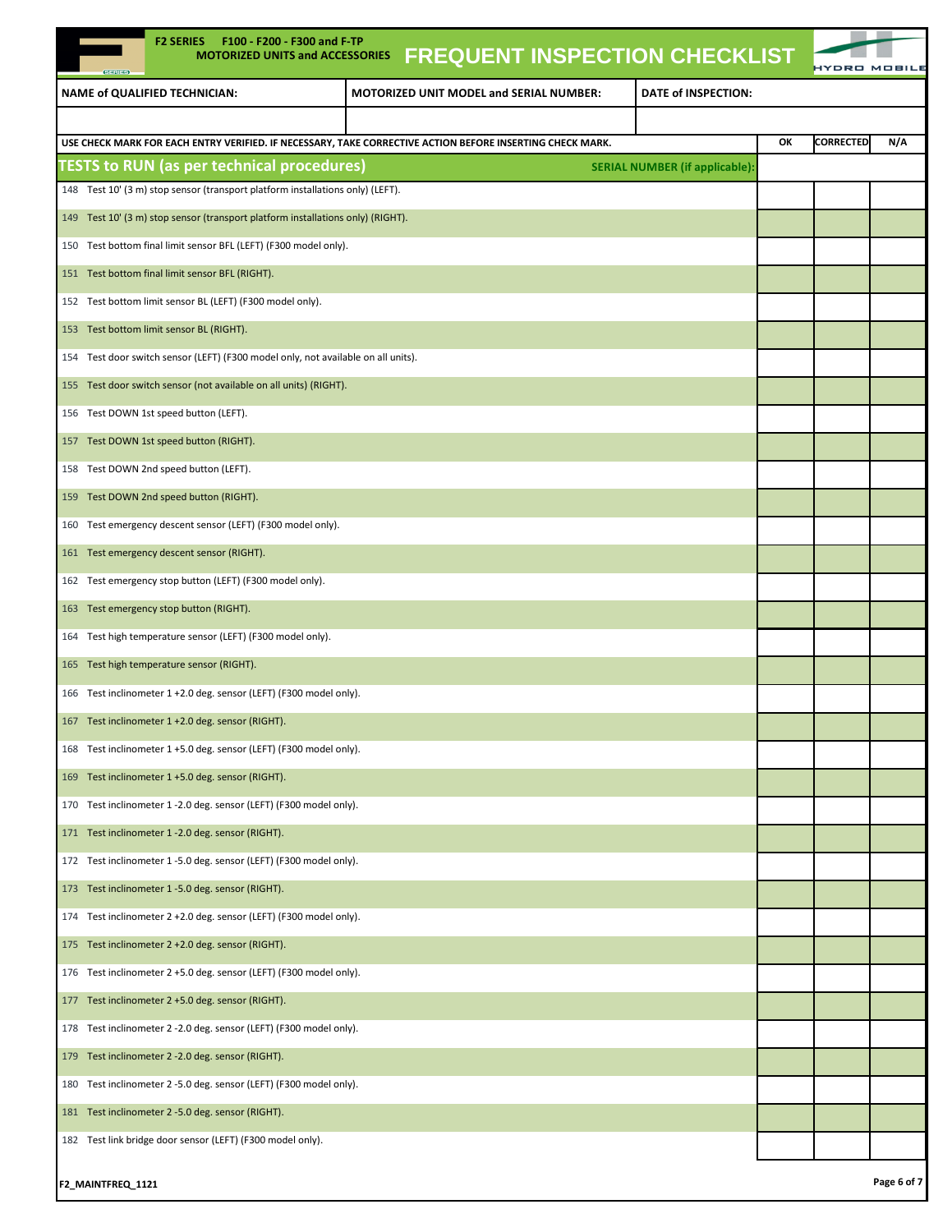**F2 SERIES F100 - F200 - F300 and F-TP MOTORIZED UNITS and ACCESSORIES**

# FREQUENT INSPECTION CHECKLIST

HYDRO MOBILE

| NAME of QUALIFIED TECHNICIAN: | MOTORIZED UNIT MODEL and SERIAL NUMBER: | DATE of INSPECTION: |
|---|---|---|
| | | |

| USE CHECK MARK FOR EACH ENTRY VERIFIED. IF NECESSARY, TAKE CORRECTIVE ACTION BEFORE INSERTING CHECK MARK. | OK | CORRECTED | N/A |
|---|---|---|---|
| **TESTS to RUN (as per technical procedures)** — **SERIAL NUMBER (if applicable):** | | | |
| 148 Test 10' (3 m) stop sensor (transport platform installations only) (LEFT). | | | |
| 149 Test 10' (3 m) stop sensor (transport platform installations only) (RIGHT). | | | |
| 150 Test bottom final limit sensor BFL (LEFT) (F300 model only). | | | |
| 151 Test bottom final limit sensor BFL (RIGHT). | | | |
| 152 Test bottom limit sensor BL (LEFT) (F300 model only). | | | |
| 153 Test bottom limit sensor BL (RIGHT). | | | |
| 154 Test door switch sensor (LEFT) (F300 model only, not available on all units). | | | |
| 155 Test door switch sensor (not available on all units) (RIGHT). | | | |
| 156 Test DOWN 1st speed button (LEFT). | | | |
| 157 Test DOWN 1st speed button (RIGHT). | | | |
| 158 Test DOWN 2nd speed button (LEFT). | | | |
| 159 Test DOWN 2nd speed button (RIGHT). | | | |
| 160 Test emergency descent sensor (LEFT) (F300 model only). | | | |
| 161 Test emergency descent sensor (RIGHT). | | | |
| 162 Test emergency stop button (LEFT) (F300 model only). | | | |
| 163 Test emergency stop button (RIGHT). | | | |
| 164 Test high temperature sensor (LEFT) (F300 model only). | | | |
| 165 Test high temperature sensor (RIGHT). | | | |
| 166 Test inclinometer 1 +2.0 deg. sensor (LEFT) (F300 model only). | | | |
| 167 Test inclinometer 1 +2.0 deg. sensor (RIGHT). | | | |
| 168 Test inclinometer 1 +5.0 deg. sensor (LEFT) (F300 model only). | | | |
| 169 Test inclinometer 1 +5.0 deg. sensor (RIGHT). | | | |
| 170 Test inclinometer 1 -2.0 deg. sensor (LEFT) (F300 model only). | | | |
| 171 Test inclinometer 1 -2.0 deg. sensor (RIGHT). | | | |
| 172 Test inclinometer 1 -5.0 deg. sensor (LEFT) (F300 model only). | | | |
| 173 Test inclinometer 1 -5.0 deg. sensor (RIGHT). | | | |
| 174 Test inclinometer 2 +2.0 deg. sensor (LEFT) (F300 model only). | | | |
| 175 Test inclinometer 2 +2.0 deg. sensor (RIGHT). | | | |
| 176 Test inclinometer 2 +5.0 deg. sensor (LEFT) (F300 model only). | | | |
| 177 Test inclinometer 2 +5.0 deg. sensor (RIGHT). | | | |
| 178 Test inclinometer 2 -2.0 deg. sensor (LEFT) (F300 model only). | | | |
| 179 Test inclinometer 2 -2.0 deg. sensor (RIGHT). | | | |
| 180 Test inclinometer 2 -5.0 deg. sensor (LEFT) (F300 model only). | | | |
| 181 Test inclinometer 2 -5.0 deg. sensor (RIGHT). | | | |
| 182 Test link bridge door sensor (LEFT) (F300 model only). | | | |

F2_MAINTFREQ_1121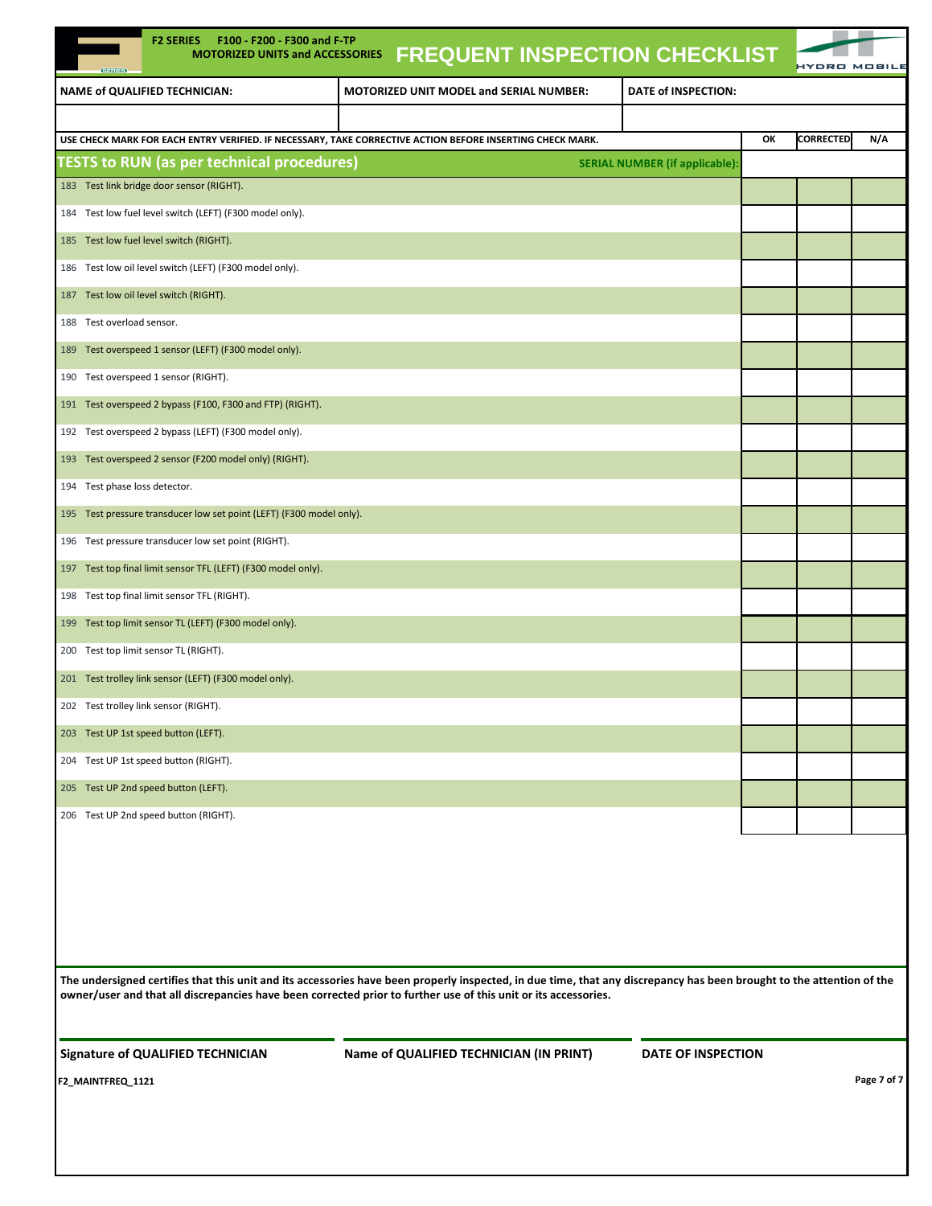**F2 SERIES F100 - F200 - F300 and F-TP MOTORIZED UNITS and ACCESSORIES**

# FREQUENT INSPECTION CHECKLIST

| NAME of QUALIFIED TECHNICIAN: | MOTORIZED UNIT MODEL and SERIAL NUMBER: | DATE of INSPECTION: |
|---|---|---|
| | | |

| USE CHECK MARK FOR EACH ENTRY VERIFIED. IF NECESSARY, TAKE CORRECTIVE ACTION BEFORE INSERTING CHECK MARK. | OK | CORRECTED | N/A |
|---|---|---|---|
| **TESTS to RUN (as per technical procedures)** — **SERIAL NUMBER (if applicable):** | | | |
| 183 Test link bridge door sensor (RIGHT). | | | |
| 184 Test low fuel level switch (LEFT) (F300 model only). | | | |
| 185 Test low fuel level switch (RIGHT). | | | |
| 186 Test low oil level switch (LEFT) (F300 model only). | | | |
| 187 Test low oil level switch (RIGHT). | | | |
| 188 Test overload sensor. | | | |
| 189 Test overspeed 1 sensor (LEFT) (F300 model only). | | | |
| 190 Test overspeed 1 sensor (RIGHT). | | | |
| 191 Test overspeed 2 bypass (F100, F300 and FTP) (RIGHT). | | | |
| 192 Test overspeed 2 bypass (LEFT) (F300 model only). | | | |
| 193 Test overspeed 2 sensor (F200 model only) (RIGHT). | | | |
| 194 Test phase loss detector. | | | |
| 195 Test pressure transducer low set point (LEFT) (F300 model only). | | | |
| 196 Test pressure transducer low set point (RIGHT). | | | |
| 197 Test top final limit sensor TFL (LEFT) (F300 model only). | | | |
| 198 Test top final limit sensor TFL (RIGHT). | | | |
| 199 Test top limit sensor TL (LEFT) (F300 model only). | | | |
| 200 Test top limit sensor TL (RIGHT). | | | |
| 201 Test trolley link sensor (LEFT) (F300 model only). | | | |
| 202 Test trolley link sensor (RIGHT). | | | |
| 203 Test UP 1st speed button (LEFT). | | | |
| 204 Test UP 1st speed button (RIGHT). | | | |
| 205 Test UP 2nd speed button (LEFT). | | | |
| 206 Test UP 2nd speed button (RIGHT). | | | |

**The undersigned certifies that this unit and its accessories have been properly inspected, in due time, that any discrepancy has been brought to the attention of the owner/user and that all discrepancies have been corrected prior to further use of this unit or its accessories.**

| Signature of QUALIFIED TECHNICIAN | Name of QUALIFIED TECHNICIAN (IN PRINT) | DATE OF INSPECTION |
|---|---|---|

F2_MAINTFREQ_1121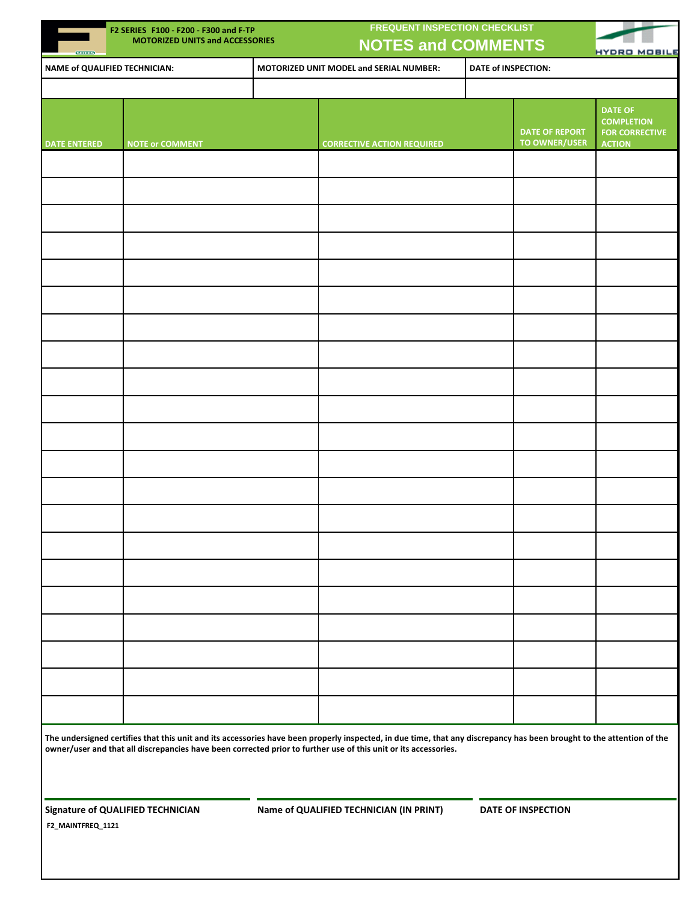**F2 SERIES F100 - F200 - F300 and F-TP**
**MOTORIZED UNITS and ACCESSORIES**

FREQUENT INSPECTION CHECKLIST

# NOTES and COMMENTS

HYDRO MOBILE

| NAME of QUALIFIED TECHNICIAN: | MOTORIZED UNIT MODEL and SERIAL NUMBER: | DATE of INSPECTION: |
|---|---|---|
| | | |

| DATE ENTERED | NOTE or COMMENT | CORRECTIVE ACTION REQUIRED | DATE OF REPORT TO OWNER/USER | DATE OF COMPLETION FOR CORRECTIVE ACTION |
|---|---|---|---|---|
| | | | | |
| | | | | |
| | | | | |
| | | | | |
| | | | | |
| | | | | |
| | | | | |
| | | | | |
| | | | | |
| | | | | |
| | | | | |
| | | | | |
| | | | | |
| | | | | |
| | | | | |
| | | | | |
| | | | | |
| | | | | |
| | | | | |
| | | | | |
| | | | | |

**The undersigned certifies that this unit and its accessories have been properly inspected, in due time, that any discrepancy has been brought to the attention of the owner/user and that all discrepancies have been corrected prior to further use of this unit or its accessories.**

**Signature of QUALIFIED TECHNICIAN** | **Name of QUALIFIED TECHNICIAN (IN PRINT)** | **DATE OF INSPECTION**

**F2_MAINTFREQ_1121**